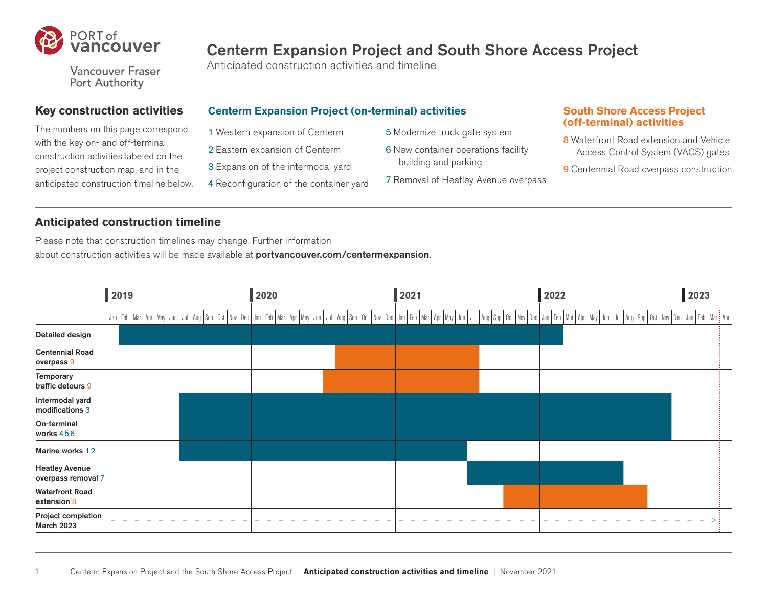PORT of vancouver

Vancouver Fraser Port Authority

# Centerm Expansion Project and South Shore Access Project

Anticipated construction activities and timeline

## Key construction activities

The numbers on this page correspond with the key on- and off-terminal construction activities labeled on the project construction map, and in the anticipated construction timeline below.

### Centerm Expansion Project (on-terminal) activities

1 Western expansion of Centerm
2 Eastern expansion of Centerm
3 Expansion of the intermodal yard
4 Reconfiguration of the container yard
5 Modernize truck gate system
6 New container operations facility building and parking
7 Removal of Heatley Avenue overpass

### South Shore Access Project (off-terminal) activities

8 Waterfront Road extension and Vehicle Access Control System (VACS) gates
9 Centennial Road overpass construction

## Anticipated construction timeline

Please note that construction timelines may change. Further information about construction activities will be made available at **portvancouver.com/centermexpansion**.

| Activity | Timeline |
|---|---|
| Detailed design | Feb 2019 – Feb 2022 |
| Centennial Road overpass 9 | Sep 2020 – Jul 2021 |
| Temporary traffic detours 9 | Aug 2020 – Jul 2021 |
| Intermodal yard modifications 3 | Jul 2019 – Nov 2022 |
| On-terminal works 4 5 6 | Jul 2019 – Nov 2022 |
| Marine works 1 2 | Jul 2019 – Jun 2021 |
| Heatley Avenue overpass removal 7 | Jul 2021 – Aug 2022 |
| Waterfront Road extension 8 | Oct 2021 – Sep 2022 |
| Project completion March 2023 | → March 2023 |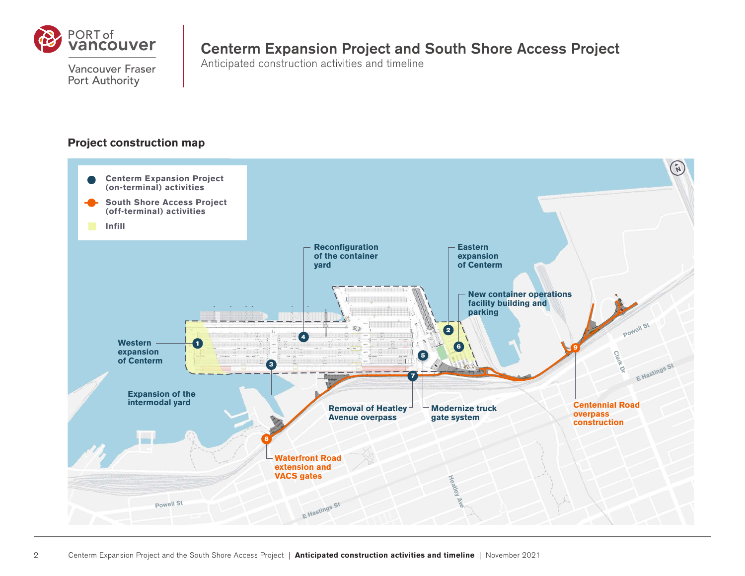# Centerm Expansion Project and South Shore Access Project

Anticipated construction activities and timeline

## Project construction map

Centerm Expansion Project (on-terminal) activities

South Shore Access Project (off-terminal) activities

Infill

1 Western expansion of Centerm

2 Eastern expansion of Centerm

3 Expansion of the intermodal yard

4 Reconfiguration of the container yard

5 Modernize truck gate system

6 New container operations facility building and parking

7 Removal of Heatley Avenue overpass

8 Waterfront Road extension and VACS gates

9 Centennial Road overpass construction

Powell St

E Hastings St

Heatley Ave

Clark Dr